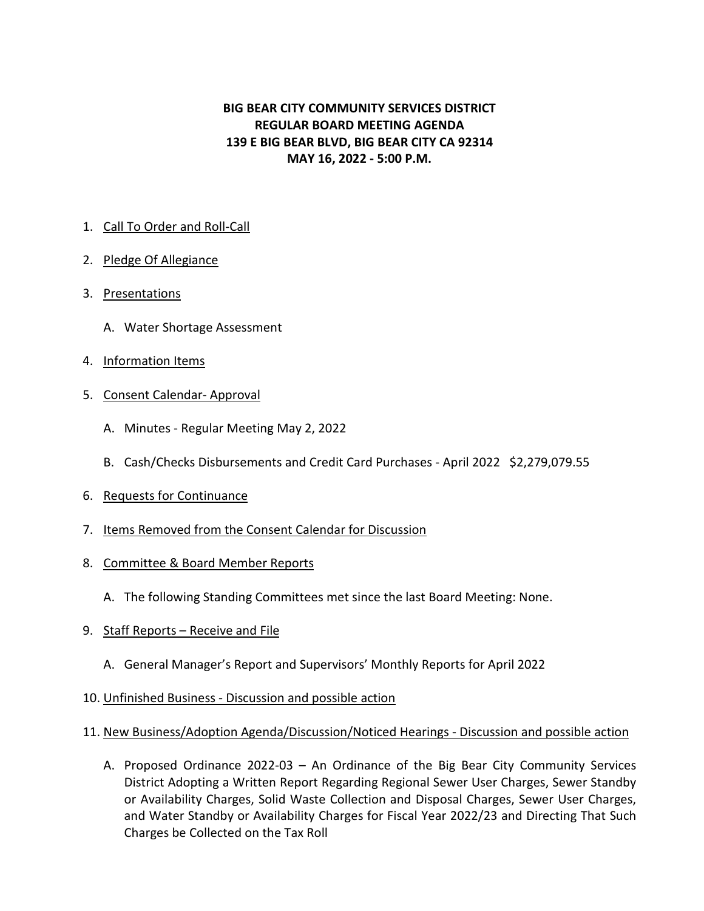**BIG BEAR CITY COMMUNITY SERVICES DISTRICT**
**REGULAR BOARD MEETING AGENDA**
**139 E BIG BEAR BLVD, BIG BEAR CITY CA 92314**
**MAY 16, 2022 - 5:00 P.M.**

1. Call To Order and Roll-Call

2. Pledge Of Allegiance

3. Presentations

   A. Water Shortage Assessment

4. Information Items

5. Consent Calendar- Approval

   A. Minutes - Regular Meeting May 2, 2022

   B. Cash/Checks Disbursements and Credit Card Purchases - April 2022 $2,279,079.55

6. Requests for Continuance

7. Items Removed from the Consent Calendar for Discussion

8. Committee & Board Member Reports

   A. The following Standing Committees met since the last Board Meeting: None.

9. Staff Reports – Receive and File

   A. General Manager's Report and Supervisors' Monthly Reports for April 2022

10. Unfinished Business - Discussion and possible action

11. New Business/Adoption Agenda/Discussion/Noticed Hearings - Discussion and possible action

    A. Proposed Ordinance 2022-03 – An Ordinance of the Big Bear City Community Services District Adopting a Written Report Regarding Regional Sewer User Charges, Sewer Standby or Availability Charges, Solid Waste Collection and Disposal Charges, Sewer User Charges, and Water Standby or Availability Charges for Fiscal Year 2022/23 and Directing That Such Charges be Collected on the Tax Roll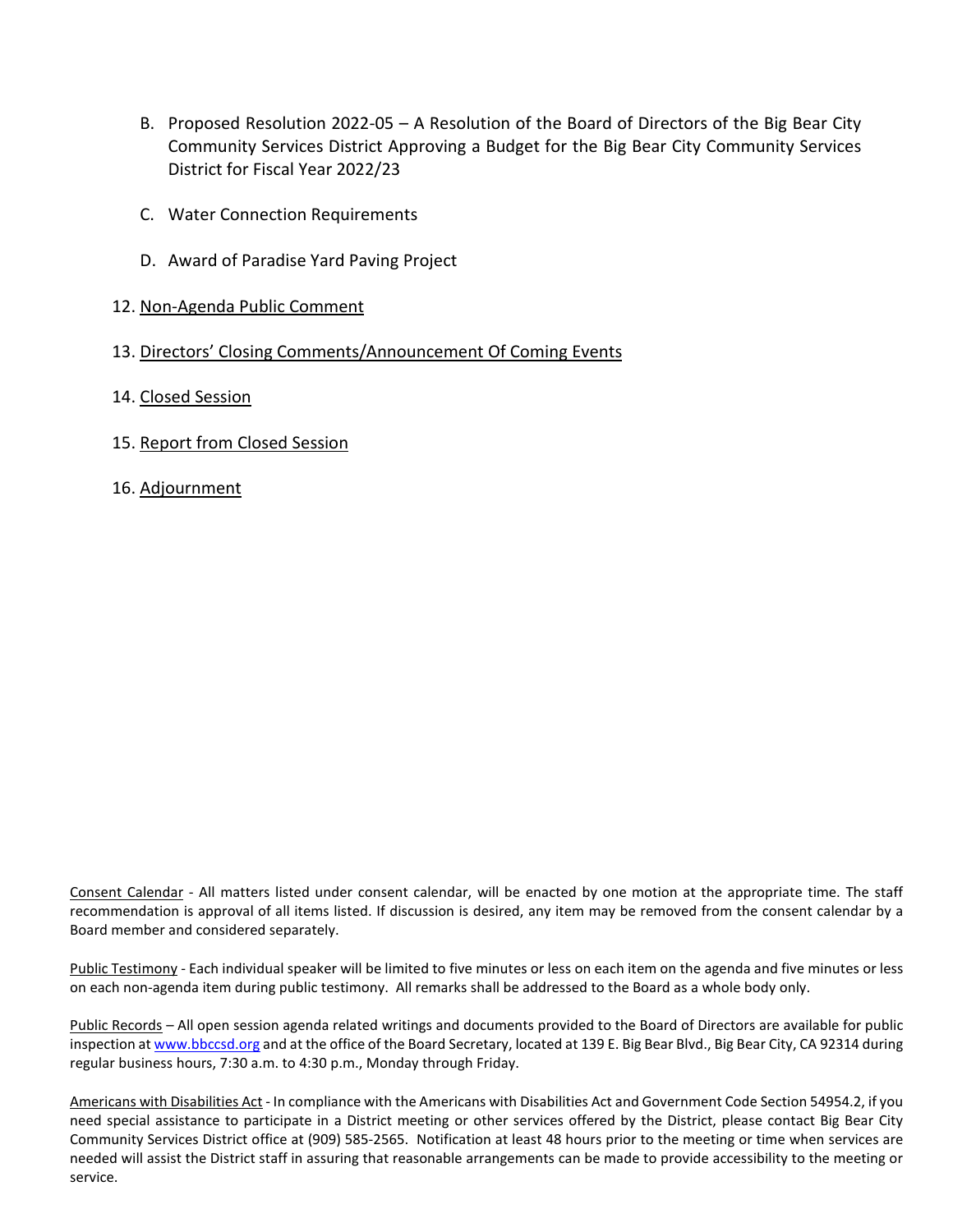B. Proposed Resolution 2022-05 – A Resolution of the Board of Directors of the Big Bear City Community Services District Approving a Budget for the Big Bear City Community Services District for Fiscal Year 2022/23

C. Water Connection Requirements

D. Award of Paradise Yard Paving Project

12. Non-Agenda Public Comment

13. Directors' Closing Comments/Announcement Of Coming Events

14. Closed Session

15. Report from Closed Session

16. Adjournment

Consent Calendar - All matters listed under consent calendar, will be enacted by one motion at the appropriate time. The staff recommendation is approval of all items listed. If discussion is desired, any item may be removed from the consent calendar by a Board member and considered separately.

Public Testimony - Each individual speaker will be limited to five minutes or less on each item on the agenda and five minutes or less on each non-agenda item during public testimony. All remarks shall be addressed to the Board as a whole body only.

Public Records – All open session agenda related writings and documents provided to the Board of Directors are available for public inspection at www.bbccsd.org and at the office of the Board Secretary, located at 139 E. Big Bear Blvd., Big Bear City, CA 92314 during regular business hours, 7:30 a.m. to 4:30 p.m., Monday through Friday.

Americans with Disabilities Act - In compliance with the Americans with Disabilities Act and Government Code Section 54954.2, if you need special assistance to participate in a District meeting or other services offered by the District, please contact Big Bear City Community Services District office at (909) 585-2565. Notification at least 48 hours prior to the meeting or time when services are needed will assist the District staff in assuring that reasonable arrangements can be made to provide accessibility to the meeting or service.